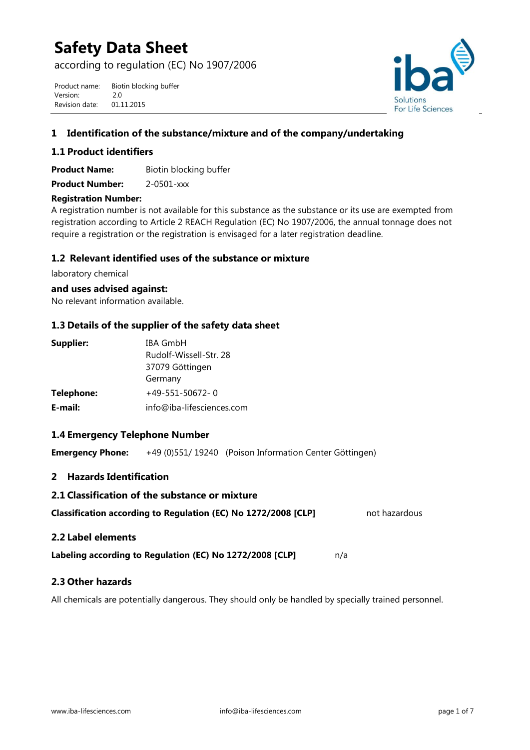# Safety Data Sheet

according to regulation (EC) No 1907/2006

Product name: Biotin blocking buffer
Version: 2.0
Revision date: 01.11.2015

## 1 Identification of the substance/mixture and of the company/undertaking

### 1.1 Product identifiers

**Product Name:** Biotin blocking buffer

**Product Number:** 2-0501-xxx

**Registration Number:**
A registration number is not available for this substance as the substance or its use are exempted from registration according to Article 2 REACH Regulation (EC) No 1907/2006, the annual tonnage does not require a registration or the registration is envisaged for a later registration deadline.

### 1.2 Relevant identified uses of the substance or mixture

laboratory chemical

**and uses advised against:**
No relevant information available.

### 1.3 Details of the supplier of the safety data sheet

**Supplier:** IBA GmbH
Rudolf-Wissell-Str. 28
37079 Göttingen
Germany

**Telephone:** +49-551-50672- 0

**E-mail:** info@iba-lifesciences.com

### 1.4 Emergency Telephone Number

**Emergency Phone:** +49 (0)551/ 19240 (Poison Information Center Göttingen)

## 2 Hazards Identification

### 2.1 Classification of the substance or mixture

**Classification according to Regulation (EC) No 1272/2008 [CLP]** not hazardous

### 2.2 Label elements

**Labeling according to Regulation (EC) No 1272/2008 [CLP]** n/a

### 2.3 Other hazards

All chemicals are potentially dangerous. They should only be handled by specially trained personnel.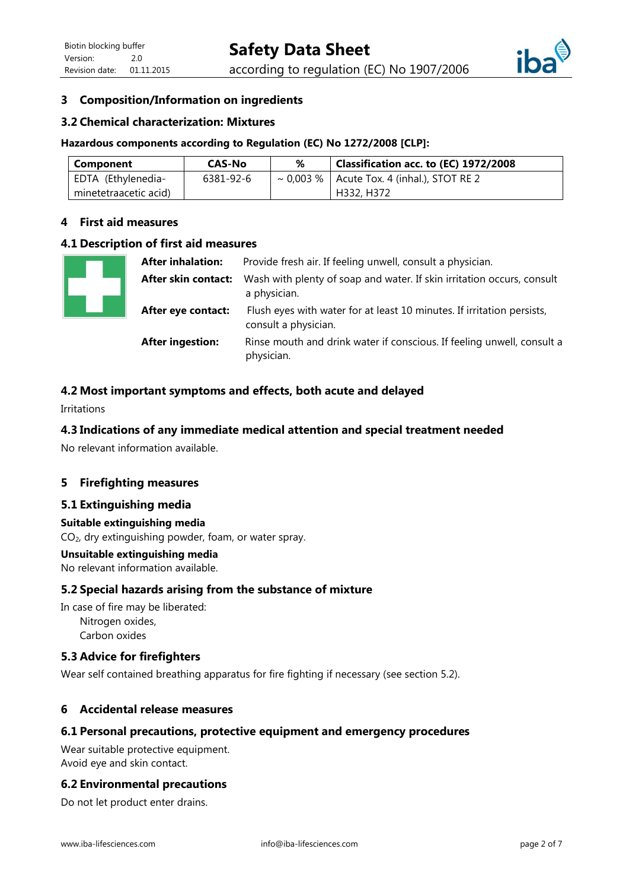## 3 Composition/Information on ingredients

### 3.2 Chemical characterization: Mixtures

**Hazardous components according to Regulation (EC) No 1272/2008 [CLP]:**

| Component | CAS-No | % | Classification acc. to (EC) 1972/2008 |
|---|---|---|---|
| EDTA (Ethylenediaminetetraacetic acid) | 6381-92-6 | ~ 0,003 % | Acute Tox. 4 (inhal.), STOT RE 2 H332, H372 |

## 4 First aid measures

### 4.1 Description of first aid measures

**After inhalation:** Provide fresh air. If feeling unwell, consult a physician.

**After skin contact:** Wash with plenty of soap and water. If skin irritation occurs, consult a physician.

**After eye contact:** Flush eyes with water for at least 10 minutes. If irritation persists, consult a physician.

**After ingestion:** Rinse mouth and drink water if conscious. If feeling unwell, consult a physician.

### 4.2 Most important symptoms and effects, both acute and delayed

Irritations

### 4.3 Indications of any immediate medical attention and special treatment needed

No relevant information available.

## 5 Firefighting measures

### 5.1 Extinguishing media

**Suitable extinguishing media**

$CO_2$, dry extinguishing powder, foam, or water spray.

**Unsuitable extinguishing media**

No relevant information available.

### 5.2 Special hazards arising from the substance of mixture

In case of fire may be liberated:
- Nitrogen oxides,
- Carbon oxides

### 5.3 Advice for firefighters

Wear self contained breathing apparatus for fire fighting if necessary (see section 5.2).

## 6 Accidental release measures

### 6.1 Personal precautions, protective equipment and emergency procedures

Wear suitable protective equipment.
Avoid eye and skin contact.

### 6.2 Environmental precautions

Do not let product enter drains.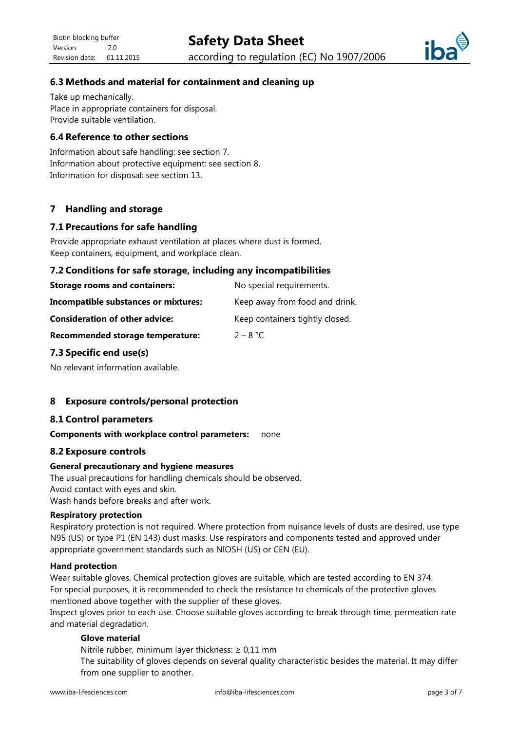## 6.3 Methods and material for containment and cleaning up

Take up mechanically.
Place in appropriate containers for disposal.
Provide suitable ventilation.

## 6.4 Reference to other sections

Information about safe handling: see section 7.
Information about protective equipment: see section 8.
Information for disposal: see section 13.

# 7 Handling and storage

## 7.1 Precautions for safe handling

Provide appropriate exhaust ventilation at places where dust is formed.
Keep containers, equipment, and workplace clean.

## 7.2 Conditions for safe storage, including any incompatibilities

| | |
|---|---|
| **Storage rooms and containers:** | No special requirements. |
| **Incompatible substances or mixtures:** | Keep away from food and drink. |
| **Consideration of other advice:** | Keep containers tightly closed. |
| **Recommended storage temperature:** | 2 – 8 °C |

## 7.3 Specific end use(s)

No relevant information available.

# 8 Exposure controls/personal protection

## 8.1 Control parameters

**Components with workplace control parameters:** none

## 8.2 Exposure controls

**General precautionary and hygiene measures**

The usual precautions for handling chemicals should be observed.
Avoid contact with eyes and skin.
Wash hands before breaks and after work.

**Respiratory protection**

Respiratory protection is not required. Where protection from nuisance levels of dusts are desired, use type N95 (US) or type P1 (EN 143) dust masks. Use respirators and components tested and approved under appropriate government standards such as NIOSH (US) or CEN (EU).

**Hand protection**

Wear suitable gloves. Chemical protection gloves are suitable, which are tested according to EN 374.
For special purposes, it is recommended to check the resistance to chemicals of the protective gloves mentioned above together with the supplier of these gloves.
Inspect gloves prior to each use. Choose suitable gloves according to break through time, permeation rate and material degradation.

**Glove material**

Nitrile rubber, minimum layer thickness: ≥ 0,11 mm
The suitability of gloves depends on several quality characteristic besides the material. It may differ from one supplier to another.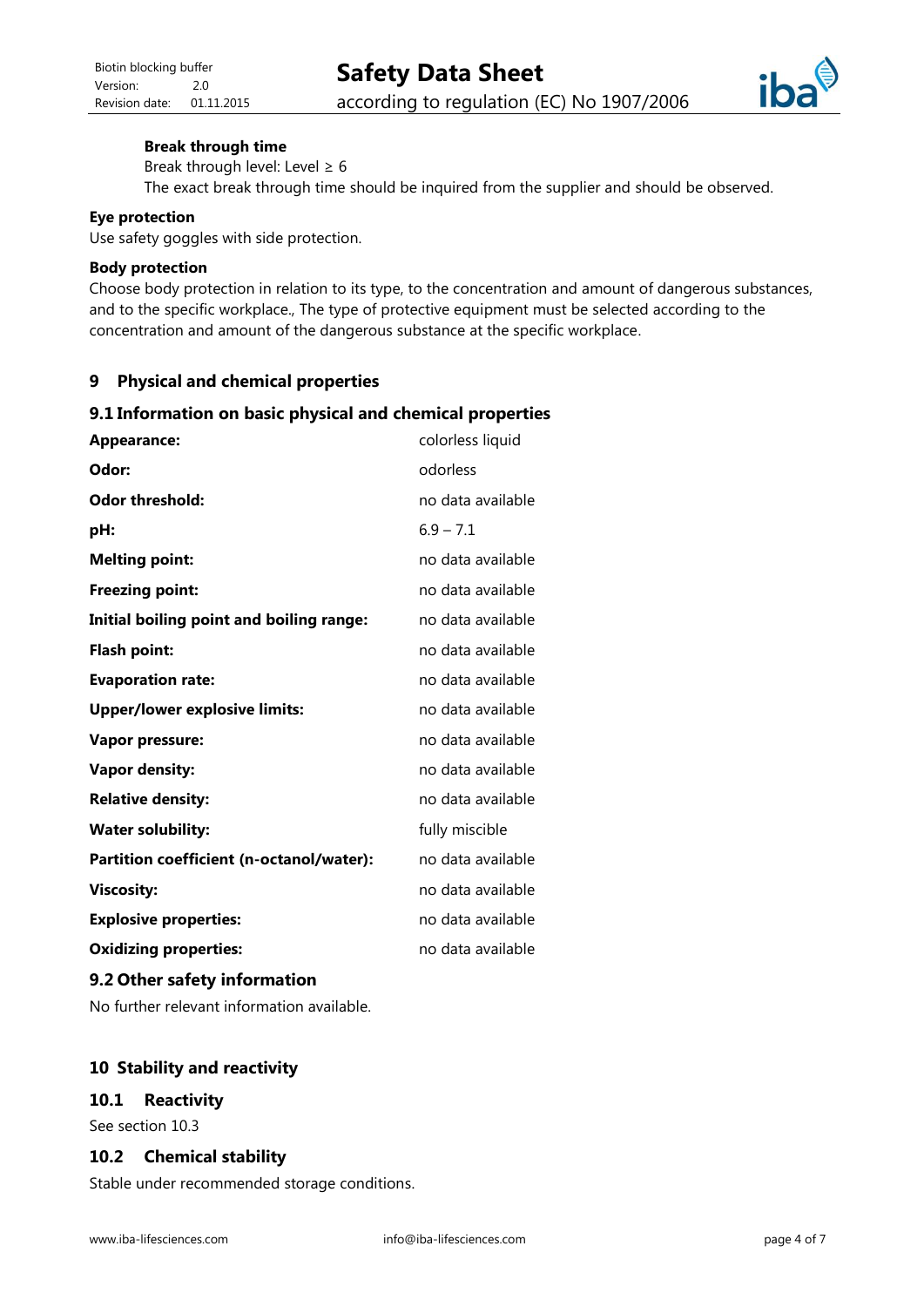#### Break through time

Break through level: Level ≥ 6

The exact break through time should be inquired from the supplier and should be observed.

#### Eye protection

Use safety goggles with side protection.

#### Body protection

Choose body protection in relation to its type, to the concentration and amount of dangerous substances, and to the specific workplace., The type of protective equipment must be selected according to the concentration and amount of the dangerous substance at the specific workplace.

## 9 Physical and chemical properties

### 9.1 Information on basic physical and chemical properties

| | |
|---|---|
| **Appearance:** | colorless liquid |
| **Odor:** | odorless |
| **Odor threshold:** | no data available |
| **pH:** | 6.9 – 7.1 |
| **Melting point:** | no data available |
| **Freezing point:** | no data available |
| **Initial boiling point and boiling range:** | no data available |
| **Flash point:** | no data available |
| **Evaporation rate:** | no data available |
| **Upper/lower explosive limits:** | no data available |
| **Vapor pressure:** | no data available |
| **Vapor density:** | no data available |
| **Relative density:** | no data available |
| **Water solubility:** | fully miscible |
| **Partition coefficient (n-octanol/water):** | no data available |
| **Viscosity:** | no data available |
| **Explosive properties:** | no data available |
| **Oxidizing properties:** | no data available |

### 9.2 Other safety information

No further relevant information available.

## 10 Stability and reactivity

### 10.1 Reactivity

See section 10.3

### 10.2 Chemical stability

Stable under recommended storage conditions.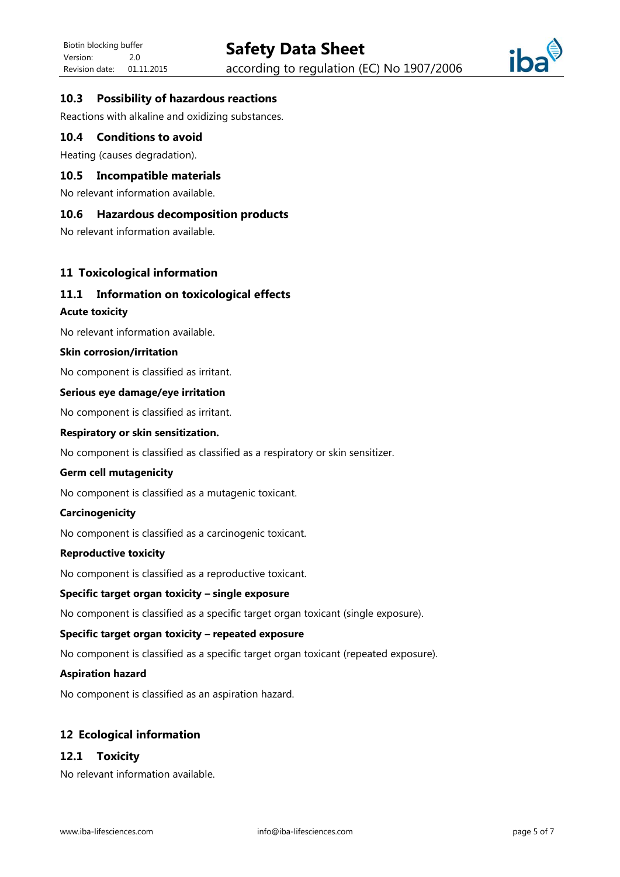### 10.3 Possibility of hazardous reactions

Reactions with alkaline and oxidizing substances.

### 10.4 Conditions to avoid

Heating (causes degradation).

### 10.5 Incompatible materials

No relevant information available.

### 10.6 Hazardous decomposition products

No relevant information available.

## 11 Toxicological information

### 11.1 Information on toxicological effects

**Acute toxicity**

No relevant information available.

**Skin corrosion/irritation**

No component is classified as irritant.

**Serious eye damage/eye irritation**

No component is classified as irritant.

**Respiratory or skin sensitization.**

No component is classified as classified as a respiratory or skin sensitizer.

**Germ cell mutagenicity**

No component is classified as a mutagenic toxicant.

**Carcinogenicity**

No component is classified as a carcinogenic toxicant.

**Reproductive toxicity**

No component is classified as a reproductive toxicant.

**Specific target organ toxicity – single exposure**

No component is classified as a specific target organ toxicant (single exposure).

**Specific target organ toxicity – repeated exposure**

No component is classified as a specific target organ toxicant (repeated exposure).

**Aspiration hazard**

No component is classified as an aspiration hazard.

## 12 Ecological information

### 12.1 Toxicity

No relevant information available.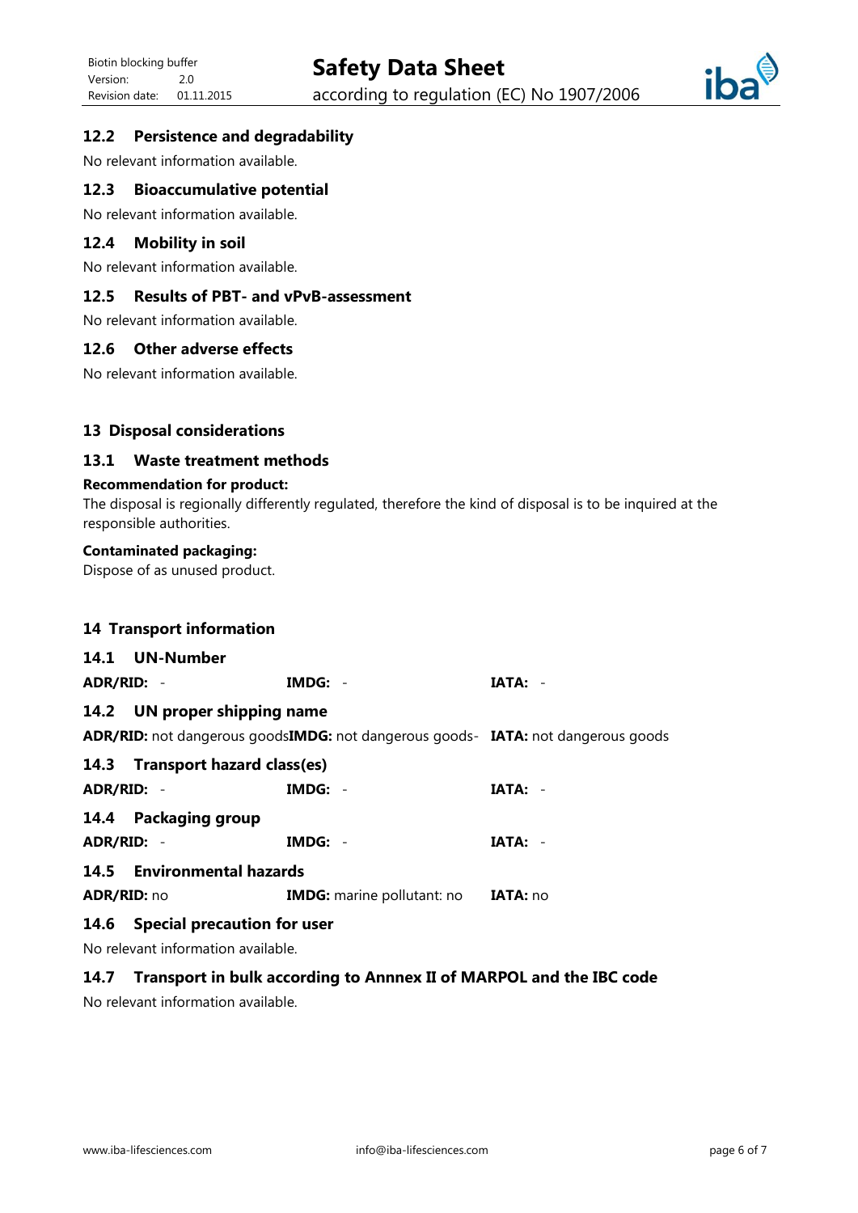### 12.2 Persistence and degradability

No relevant information available.

### 12.3 Bioaccumulative potential

No relevant information available.

### 12.4 Mobility in soil

No relevant information available.

### 12.5 Results of PBT- and vPvB-assessment

No relevant information available.

### 12.6 Other adverse effects

No relevant information available.

## 13 Disposal considerations

### 13.1 Waste treatment methods

**Recommendation for product:**

The disposal is regionally differently regulated, therefore the kind of disposal is to be inquired at the responsible authorities.

**Contaminated packaging:**

Dispose of as unused product.

## 14 Transport information

### 14.1 UN-Number

| ADR/RID: - | IMDG: - | IATA: - |
|---|---|---|

### 14.2 UN proper shipping name

| ADR/RID: not dangerous goods | IMDG: not dangerous goods- | IATA: not dangerous goods |
|---|---|---|

### 14.3 Transport hazard class(es)

| ADR/RID: - | IMDG: - | IATA: - |
|---|---|---|

### 14.4 Packaging group

| ADR/RID: - | IMDG: - | IATA: - |
|---|---|---|

### 14.5 Environmental hazards

| ADR/RID: no | IMDG: marine pollutant: no | IATA: no |
|---|---|---|

### 14.6 Special precaution for user

No relevant information available.

### 14.7 Transport in bulk according to Annnex II of MARPOL and the IBC code

No relevant information available.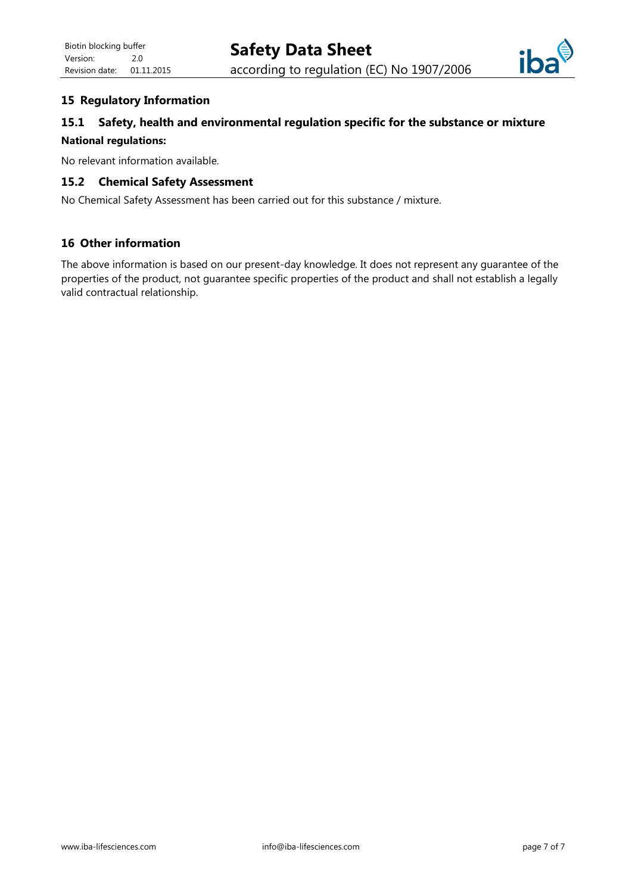## 15 Regulatory Information

### 15.1 Safety, health and environmental regulation specific for the substance or mixture

**National regulations:**

No relevant information available.

### 15.2 Chemical Safety Assessment

No Chemical Safety Assessment has been carried out for this substance / mixture.

## 16 Other information

The above information is based on our present-day knowledge. It does not represent any guarantee of the properties of the product, not guarantee specific properties of the product and shall not establish a legally valid contractual relationship.